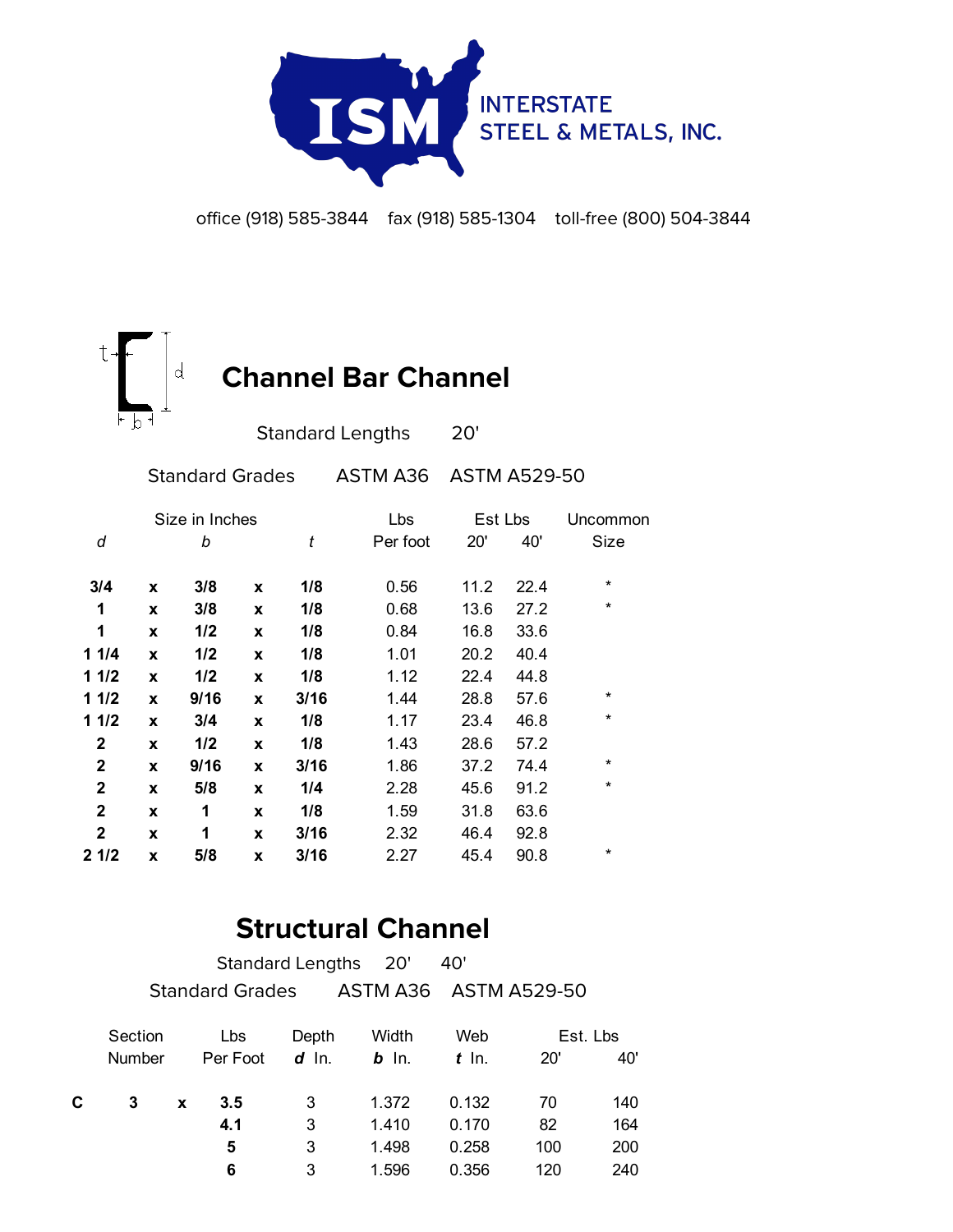INTERSTATE STEEL & METALS, INC.

office (918) 585-3844 fax (918) 585-1304 toll-free (800) 504-3844

# Channel Bar Channel

Standard Lengths 20'

Standard Grades ASTM A36 ASTM A529-50

| Size in Inches | | | | | Lbs | Est Lbs | | Uncommon |
|---|---|---|---|---|---|---|---|---|
| *d* | | *b* | | *t* | Per foot | 20' | 40' | Size |
| **3/4** | **x** | **3/8** | **x** | **1/8** | 0.56 | 11.2 | 22.4 | * |
| **1** | **x** | **3/8** | **x** | **1/8** | 0.68 | 13.6 | 27.2 | * |
| **1** | **x** | **1/2** | **x** | **1/8** | 0.84 | 16.8 | 33.6 | |
| **1 1/4** | **x** | **1/2** | **x** | **1/8** | 1.01 | 20.2 | 40.4 | |
| **1 1/2** | **x** | **1/2** | **x** | **1/8** | 1.12 | 22.4 | 44.8 | |
| **1 1/2** | **x** | **9/16** | **x** | **3/16** | 1.44 | 28.8 | 57.6 | * |
| **1 1/2** | **x** | **3/4** | **x** | **1/8** | 1.17 | 23.4 | 46.8 | * |
| **2** | **x** | **1/2** | **x** | **1/8** | 1.43 | 28.6 | 57.2 | |
| **2** | **x** | **9/16** | **x** | **3/16** | 1.86 | 37.2 | 74.4 | * |
| **2** | **x** | **5/8** | **x** | **1/4** | 2.28 | 45.6 | 91.2 | * |
| **2** | **x** | **1** | **x** | **1/8** | 1.59 | 31.8 | 63.6 | |
| **2** | **x** | **1** | **x** | **3/16** | 2.32 | 46.4 | 92.8 | |
| **2 1/2** | **x** | **5/8** | **x** | **3/16** | 2.27 | 45.4 | 90.8 | * |

# Structural Channel

Standard Lengths 20' 40'

Standard Grades ASTM A36 ASTM A529-50

| Section Number | | | Lbs Per Foot | Depth ***d*** In. | Width ***b*** In. | Web ***t*** In. | Est. Lbs 20' | Est. Lbs 40' |
|---|---|---|---|---|---|---|---|---|
| **C** | **3** | **x** | **3.5** | 3 | 1.372 | 0.132 | 70 | 140 |
| | | | **4.1** | 3 | 1.410 | 0.170 | 82 | 164 |
| | | | **5** | 3 | 1.498 | 0.258 | 100 | 200 |
| | | | **6** | 3 | 1.596 | 0.356 | 120 | 240 |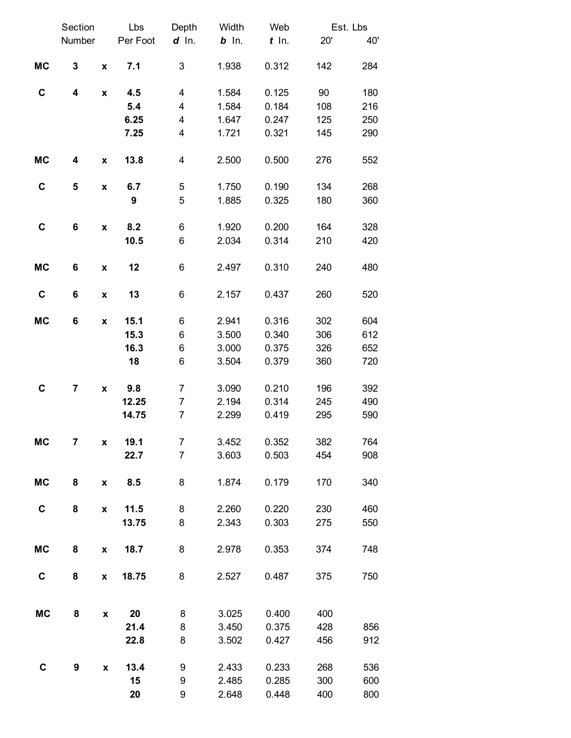| | Section Number | | Lbs Per Foot | Depth *d* In. | Width *b* In. | Web *t* In. | Est. Lbs 20' | Est. Lbs 40' |
|---|---|---|---|---|---|---|---|---|
| **MC** | **3** | **x** | **7.1** | 3 | 1.938 | 0.312 | 142 | 284 |
| **C** | **4** | **x** | **4.5** | 4 | 1.584 | 0.125 | 90 | 180 |
| | | | **5.4** | 4 | 1.584 | 0.184 | 108 | 216 |
| | | | **6.25** | 4 | 1.647 | 0.247 | 125 | 250 |
| | | | **7.25** | 4 | 1.721 | 0.321 | 145 | 290 |
| **MC** | **4** | **x** | **13.8** | 4 | 2.500 | 0.500 | 276 | 552 |
| **C** | **5** | **x** | **6.7** | 5 | 1.750 | 0.190 | 134 | 268 |
| | | | **9** | 5 | 1.885 | 0.325 | 180 | 360 |
| **C** | **6** | **x** | **8.2** | 6 | 1.920 | 0.200 | 164 | 328 |
| | | | **10.5** | 6 | 2.034 | 0.314 | 210 | 420 |
| **MC** | **6** | **x** | **12** | 6 | 2.497 | 0.310 | 240 | 480 |
| **C** | **6** | **x** | **13** | 6 | 2.157 | 0.437 | 260 | 520 |
| **MC** | **6** | **x** | **15.1** | 6 | 2.941 | 0.316 | 302 | 604 |
| | | | **15.3** | 6 | 3.500 | 0.340 | 306 | 612 |
| | | | **16.3** | 6 | 3.000 | 0.375 | 326 | 652 |
| | | | **18** | 6 | 3.504 | 0.379 | 360 | 720 |
| **C** | **7** | **x** | **9.8** | 7 | 3.090 | 0.210 | 196 | 392 |
| | | | **12.25** | 7 | 2.194 | 0.314 | 245 | 490 |
| | | | **14.75** | 7 | 2.299 | 0.419 | 295 | 590 |
| **MC** | **7** | **x** | **19.1** | 7 | 3.452 | 0.352 | 382 | 764 |
| | | | **22.7** | 7 | 3.603 | 0.503 | 454 | 908 |
| **MC** | **8** | **x** | **8.5** | 8 | 1.874 | 0.179 | 170 | 340 |
| **C** | **8** | **x** | **11.5** | 8 | 2.260 | 0.220 | 230 | 460 |
| | | | **13.75** | 8 | 2.343 | 0.303 | 275 | 550 |
| **MC** | **8** | **x** | **18.7** | 8 | 2.978 | 0.353 | 374 | 748 |
| **C** | **8** | **x** | **18.75** | 8 | 2.527 | 0.487 | 375 | 750 |
| **MC** | **8** | **x** | **20** | 8 | 3.025 | 0.400 | 400 | |
| | | | **21.4** | 8 | 3.450 | 0.375 | 428 | 856 |
| | | | **22.8** | 8 | 3.502 | 0.427 | 456 | 912 |
| **C** | **9** | **x** | **13.4** | 9 | 2.433 | 0.233 | 268 | 536 |
| | | | **15** | 9 | 2.485 | 0.285 | 300 | 600 |
| | | | **20** | 9 | 2.648 | 0.448 | 400 | 800 |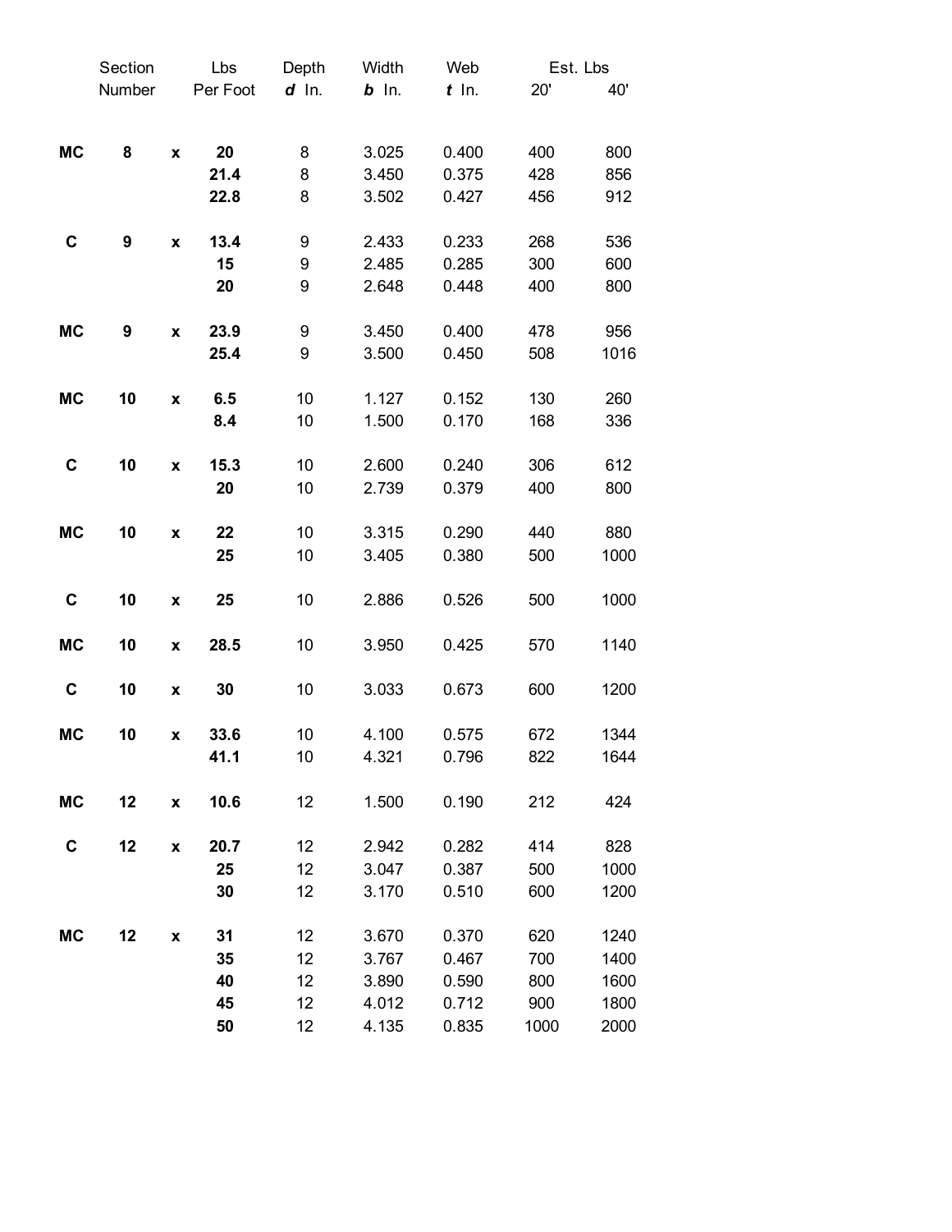| | Section Number | | Lbs Per Foot | Depth ***d*** In. | Width ***b*** In. | Web ***t*** In. | Est. Lbs 20' | Est. Lbs 40' |
|---|---|---|---|---|---|---|---|---|
| **MC** | **8** | **x** | **20** | 8 | 3.025 | 0.400 | 400 | 800 |
| | | | **21.4** | 8 | 3.450 | 0.375 | 428 | 856 |
| | | | **22.8** | 8 | 3.502 | 0.427 | 456 | 912 |
| **C** | **9** | **x** | **13.4** | 9 | 2.433 | 0.233 | 268 | 536 |
| | | | **15** | 9 | 2.485 | 0.285 | 300 | 600 |
| | | | **20** | 9 | 2.648 | 0.448 | 400 | 800 |
| **MC** | **9** | **x** | **23.9** | 9 | 3.450 | 0.400 | 478 | 956 |
| | | | **25.4** | 9 | 3.500 | 0.450 | 508 | 1016 |
| **MC** | **10** | **x** | **6.5** | 10 | 1.127 | 0.152 | 130 | 260 |
| | | | **8.4** | 10 | 1.500 | 0.170 | 168 | 336 |
| **C** | **10** | **x** | **15.3** | 10 | 2.600 | 0.240 | 306 | 612 |
| | | | **20** | 10 | 2.739 | 0.379 | 400 | 800 |
| **MC** | **10** | **x** | **22** | 10 | 3.315 | 0.290 | 440 | 880 |
| | | | **25** | 10 | 3.405 | 0.380 | 500 | 1000 |
| **C** | **10** | **x** | **25** | 10 | 2.886 | 0.526 | 500 | 1000 |
| **MC** | **10** | **x** | **28.5** | 10 | 3.950 | 0.425 | 570 | 1140 |
| **C** | **10** | **x** | **30** | 10 | 3.033 | 0.673 | 600 | 1200 |
| **MC** | **10** | **x** | **33.6** | 10 | 4.100 | 0.575 | 672 | 1344 |
| | | | **41.1** | 10 | 4.321 | 0.796 | 822 | 1644 |
| **MC** | **12** | **x** | **10.6** | 12 | 1.500 | 0.190 | 212 | 424 |
| **C** | **12** | **x** | **20.7** | 12 | 2.942 | 0.282 | 414 | 828 |
| | | | **25** | 12 | 3.047 | 0.387 | 500 | 1000 |
| | | | **30** | 12 | 3.170 | 0.510 | 600 | 1200 |
| **MC** | **12** | **x** | **31** | 12 | 3.670 | 0.370 | 620 | 1240 |
| | | | **35** | 12 | 3.767 | 0.467 | 700 | 1400 |
| | | | **40** | 12 | 3.890 | 0.590 | 800 | 1600 |
| | | | **45** | 12 | 4.012 | 0.712 | 900 | 1800 |
| | | | **50** | 12 | 4.135 | 0.835 | 1000 | 2000 |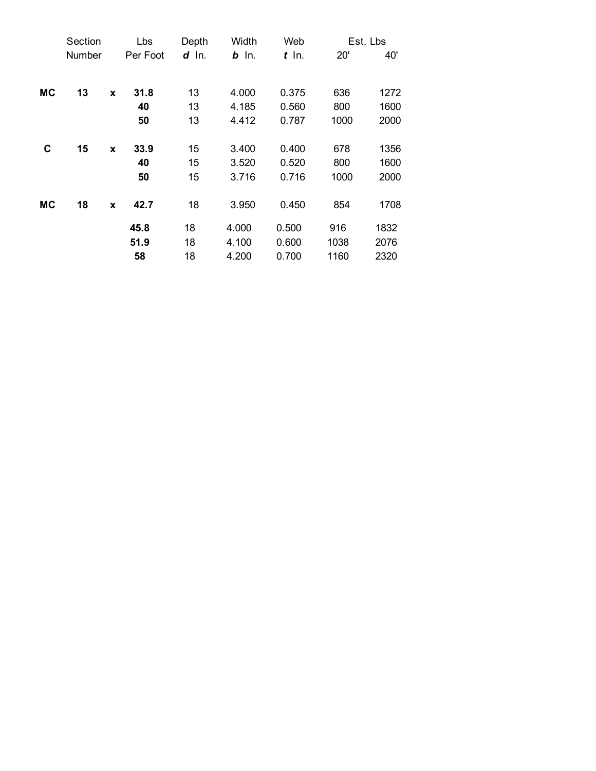| Section | Number | | Lbs Per Foot | Depth *d* In. | Width *b* In. | Web *t* In. | Est. Lbs 20' | 40' |
|---|---|---|---|---|---|---|---|---|
| **MC** | **13** | **x** | **31.8** | 13 | 4.000 | 0.375 | 636 | 1272 |
| | | | **40** | 13 | 4.185 | 0.560 | 800 | 1600 |
| | | | **50** | 13 | 4.412 | 0.787 | 1000 | 2000 |
| **C** | **15** | **x** | **33.9** | 15 | 3.400 | 0.400 | 678 | 1356 |
| | | | **40** | 15 | 3.520 | 0.520 | 800 | 1600 |
| | | | **50** | 15 | 3.716 | 0.716 | 1000 | 2000 |
| **MC** | **18** | **x** | **42.7** | 18 | 3.950 | 0.450 | 854 | 1708 |
| | | | **45.8** | 18 | 4.000 | 0.500 | 916 | 1832 |
| | | | **51.9** | 18 | 4.100 | 0.600 | 1038 | 2076 |
| | | | **58** | 18 | 4.200 | 0.700 | 1160 | 2320 |